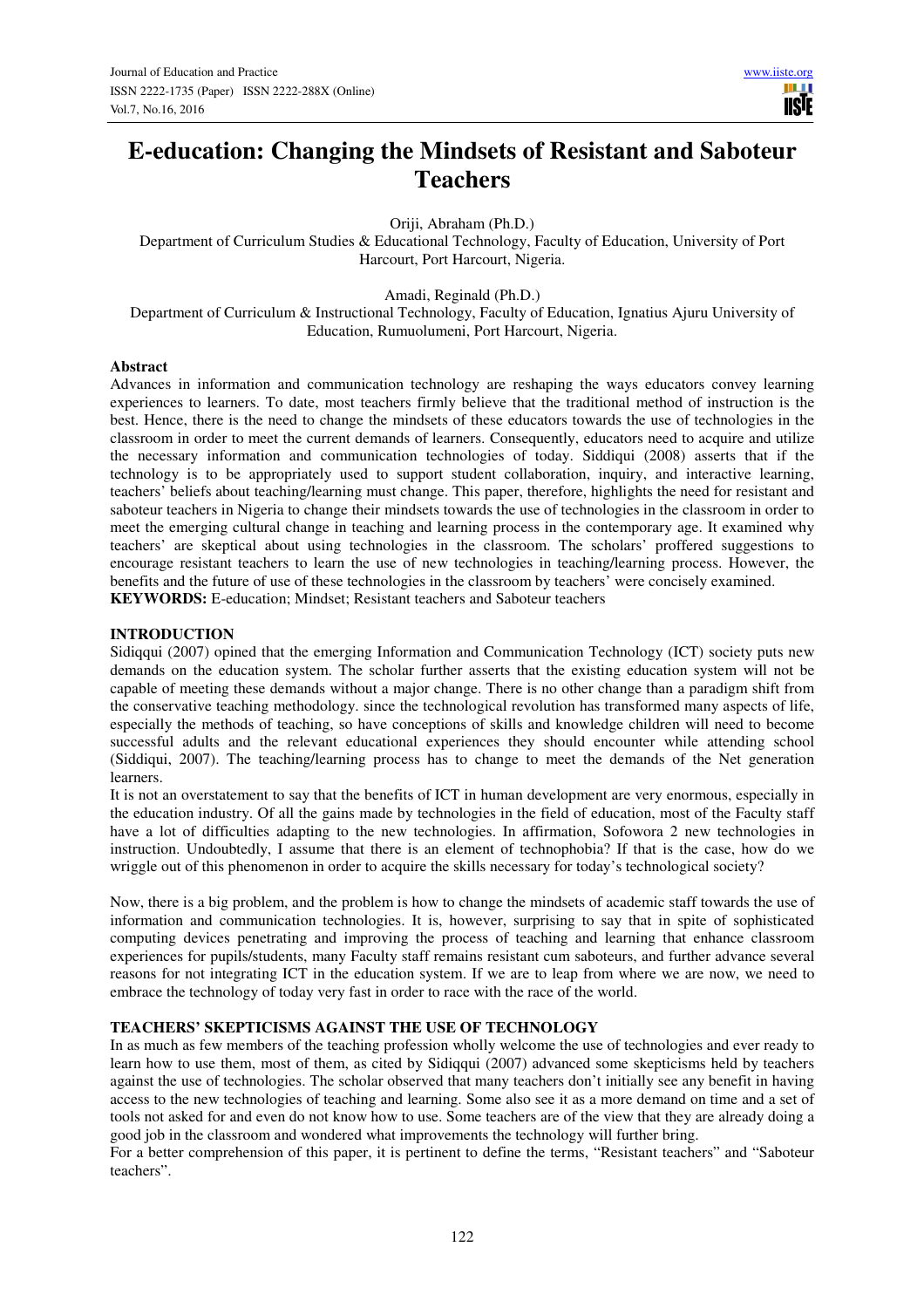# E-education: Changing the Mindsets of Resistant and Saboteur Teachers

Oriji, Abraham (Ph.D.)
Department of Curriculum Studies & Educational Technology, Faculty of Education, University of Port Harcourt, Port Harcourt, Nigeria.

Amadi, Reginald (Ph.D.)
Department of Curriculum & Instructional Technology, Faculty of Education, Ignatius Ajuru University of Education, Rumuolumeni, Port Harcourt, Nigeria.

## Abstract

Advances in information and communication technology are reshaping the ways educators convey learning experiences to learners. To date, most teachers firmly believe that the traditional method of instruction is the best. Hence, there is the need to change the mindsets of these educators towards the use of technologies in the classroom in order to meet the current demands of learners. Consequently, educators need to acquire and utilize the necessary information and communication technologies of today. Siddiqui (2008) asserts that if the technology is to be appropriately used to support student collaboration, inquiry, and interactive learning, teachers' beliefs about teaching/learning must change. This paper, therefore, highlights the need for resistant and saboteur teachers in Nigeria to change their mindsets towards the use of technologies in the classroom in order to meet the emerging cultural change in teaching and learning process in the contemporary age. It examined why teachers' are skeptical about using technologies in the classroom. The scholars' proffered suggestions to encourage resistant teachers to learn the use of new technologies in teaching/learning process. However, the benefits and the future of use of these technologies in the classroom by teachers' were concisely examined.

**KEYWORDS:** E-education; Mindset; Resistant teachers and Saboteur teachers

## INTRODUCTION

Sidiqqui (2007) opined that the emerging Information and Communication Technology (ICT) society puts new demands on the education system. The scholar further asserts that the existing education system will not be capable of meeting these demands without a major change. There is no other change than a paradigm shift from the conservative teaching methodology. since the technological revolution has transformed many aspects of life, especially the methods of teaching, so have conceptions of skills and knowledge children will need to become successful adults and the relevant educational experiences they should encounter while attending school (Siddiqui, 2007). The teaching/learning process has to change to meet the demands of the Net generation learners.

It is not an overstatement to say that the benefits of ICT in human development are very enormous, especially in the education industry. Of all the gains made by technologies in the field of education, most of the Faculty staff have a lot of difficulties adapting to the new technologies. In affirmation, Sofowora 2 new technologies in instruction. Undoubtedly, I assume that there is an element of technophobia? If that is the case, how do we wriggle out of this phenomenon in order to acquire the skills necessary for today's technological society?

Now, there is a big problem, and the problem is how to change the mindsets of academic staff towards the use of information and communication technologies. It is, however, surprising to say that in spite of sophisticated computing devices penetrating and improving the process of teaching and learning that enhance classroom experiences for pupils/students, many Faculty staff remains resistant cum saboteurs, and further advance several reasons for not integrating ICT in the education system. If we are to leap from where we are now, we need to embrace the technology of today very fast in order to race with the race of the world.

## TEACHERS' SKEPTICISMS AGAINST THE USE OF TECHNOLOGY

In as much as few members of the teaching profession wholly welcome the use of technologies and ever ready to learn how to use them, most of them, as cited by Sidiqqui (2007) advanced some skepticisms held by teachers against the use of technologies. The scholar observed that many teachers don't initially see any benefit in having access to the new technologies of teaching and learning. Some also see it as a more demand on time and a set of tools not asked for and even do not know how to use. Some teachers are of the view that they are already doing a good job in the classroom and wondered what improvements the technology will further bring.

For a better comprehension of this paper, it is pertinent to define the terms, "Resistant teachers" and "Saboteur teachers".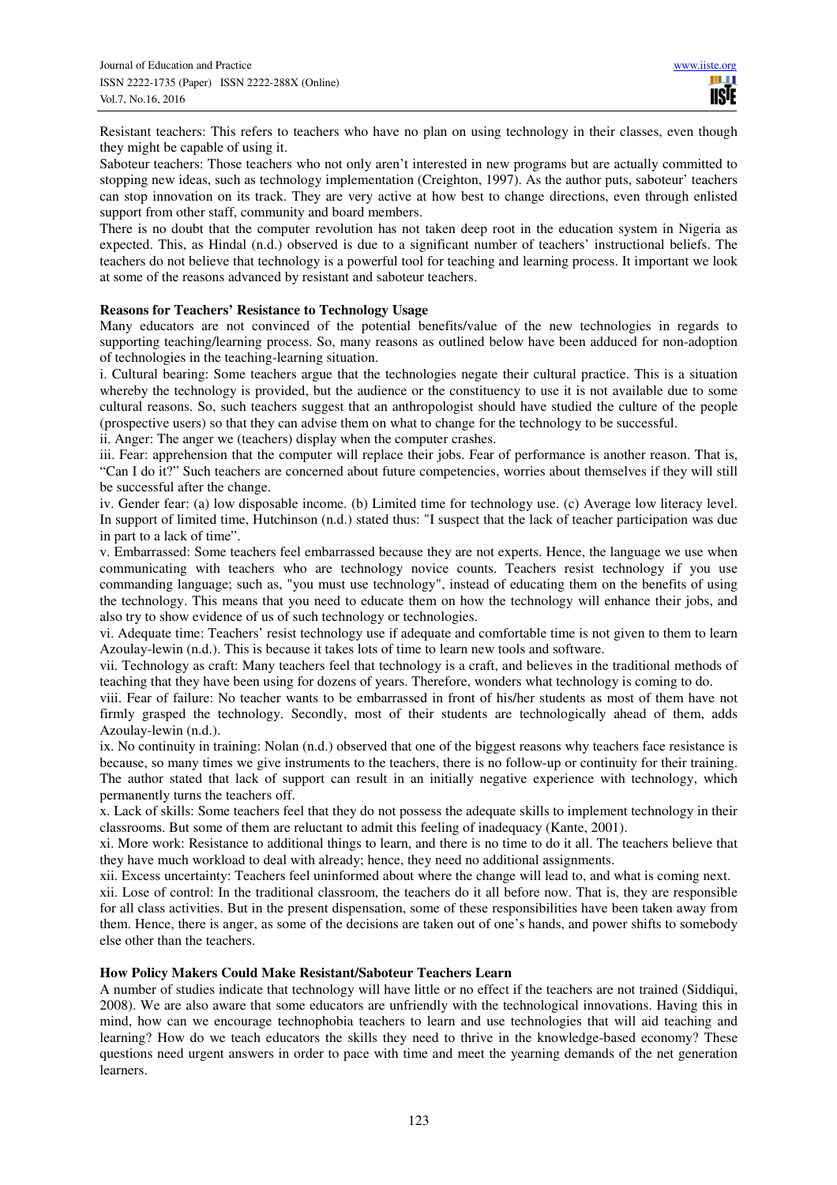Resistant teachers: This refers to teachers who have no plan on using technology in their classes, even though they might be capable of using it.

Saboteur teachers: Those teachers who not only aren't interested in new programs but are actually committed to stopping new ideas, such as technology implementation (Creighton, 1997). As the author puts, saboteur' teachers can stop innovation on its track. They are very active at how best to change directions, even through enlisted support from other staff, community and board members.

There is no doubt that the computer revolution has not taken deep root in the education system in Nigeria as expected. This, as Hindal (n.d.) observed is due to a significant number of teachers' instructional beliefs. The teachers do not believe that technology is a powerful tool for teaching and learning process. It important we look at some of the reasons advanced by resistant and saboteur teachers.

**Reasons for Teachers' Resistance to Technology Usage**

Many educators are not convinced of the potential benefits/value of the new technologies in regards to supporting teaching/learning process. So, many reasons as outlined below have been adduced for non-adoption of technologies in the teaching-learning situation.

i. Cultural bearing: Some teachers argue that the technologies negate their cultural practice. This is a situation whereby the technology is provided, but the audience or the constituency to use it is not available due to some cultural reasons. So, such teachers suggest that an anthropologist should have studied the culture of the people (prospective users) so that they can advise them on what to change for the technology to be successful.

ii. Anger: The anger we (teachers) display when the computer crashes.

iii. Fear: apprehension that the computer will replace their jobs. Fear of performance is another reason. That is, "Can I do it?" Such teachers are concerned about future competencies, worries about themselves if they will still be successful after the change.

iv. Gender fear: (a) low disposable income. (b) Limited time for technology use. (c) Average low literacy level. In support of limited time, Hutchinson (n.d.) stated thus: "I suspect that the lack of teacher participation was due in part to a lack of time".

v. Embarrassed: Some teachers feel embarrassed because they are not experts. Hence, the language we use when communicating with teachers who are technology novice counts. Teachers resist technology if you use commanding language; such as, "you must use technology", instead of educating them on the benefits of using the technology. This means that you need to educate them on how the technology will enhance their jobs, and also try to show evidence of us of such technology or technologies.

vi. Adequate time: Teachers' resist technology use if adequate and comfortable time is not given to them to learn Azoulay-lewin (n.d.). This is because it takes lots of time to learn new tools and software.

vii. Technology as craft: Many teachers feel that technology is a craft, and believes in the traditional methods of teaching that they have been using for dozens of years. Therefore, wonders what technology is coming to do.

viii. Fear of failure: No teacher wants to be embarrassed in front of his/her students as most of them have not firmly grasped the technology. Secondly, most of their students are technologically ahead of them, adds Azoulay-lewin (n.d.).

ix. No continuity in training: Nolan (n.d.) observed that one of the biggest reasons why teachers face resistance is because, so many times we give instruments to the teachers, there is no follow-up or continuity for their training. The author stated that lack of support can result in an initially negative experience with technology, which permanently turns the teachers off.

x. Lack of skills: Some teachers feel that they do not possess the adequate skills to implement technology in their classrooms. But some of them are reluctant to admit this feeling of inadequacy (Kante, 2001).

xi. More work: Resistance to additional things to learn, and there is no time to do it all. The teachers believe that they have much workload to deal with already; hence, they need no additional assignments.

xii. Excess uncertainty: Teachers feel uninformed about where the change will lead to, and what is coming next.

xii. Lose of control: In the traditional classroom, the teachers do it all before now. That is, they are responsible for all class activities. But in the present dispensation, some of these responsibilities have been taken away from them. Hence, there is anger, as some of the decisions are taken out of one's hands, and power shifts to somebody else other than the teachers.

**How Policy Makers Could Make Resistant/Saboteur Teachers Learn**

A number of studies indicate that technology will have little or no effect if the teachers are not trained (Siddiqui, 2008). We are also aware that some educators are unfriendly with the technological innovations. Having this in mind, how can we encourage technophobia teachers to learn and use technologies that will aid teaching and learning? How do we teach educators the skills they need to thrive in the knowledge-based economy? These questions need urgent answers in order to pace with time and meet the yearning demands of the net generation learners.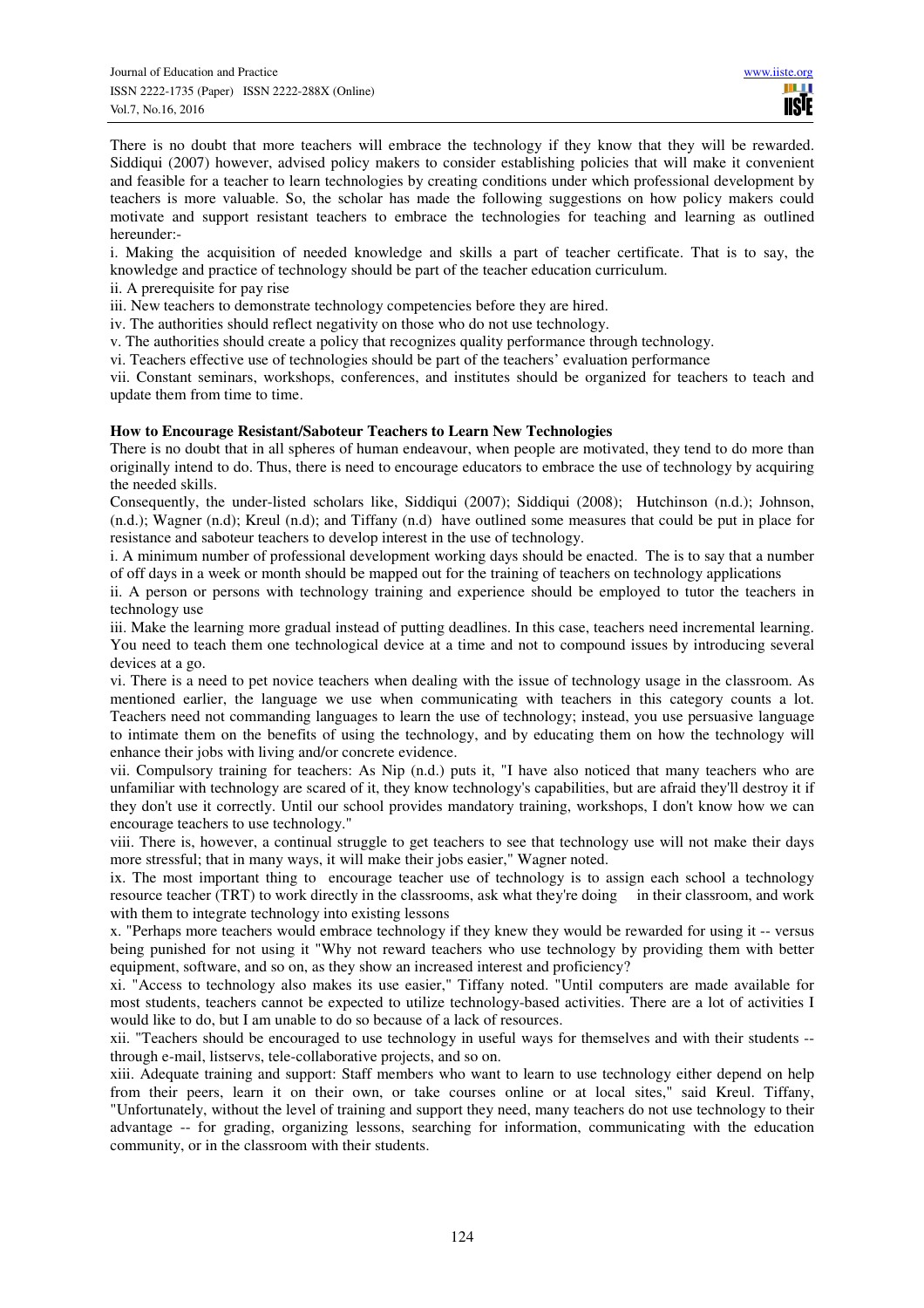There is no doubt that more teachers will embrace the technology if they know that they will be rewarded. Siddiqui (2007) however, advised policy makers to consider establishing policies that will make it convenient and feasible for a teacher to learn technologies by creating conditions under which professional development by teachers is more valuable. So, the scholar has made the following suggestions on how policy makers could motivate and support resistant teachers to embrace the technologies for teaching and learning as outlined hereunder:-

i. Making the acquisition of needed knowledge and skills a part of teacher certificate. That is to say, the knowledge and practice of technology should be part of the teacher education curriculum.

ii. A prerequisite for pay rise

iii. New teachers to demonstrate technology competencies before they are hired.

iv. The authorities should reflect negativity on those who do not use technology.

v. The authorities should create a policy that recognizes quality performance through technology.

vi. Teachers effective use of technologies should be part of the teachers' evaluation performance

vii. Constant seminars, workshops, conferences, and institutes should be organized for teachers to teach and update them from time to time.

**How to Encourage Resistant/Saboteur Teachers to Learn New Technologies**

There is no doubt that in all spheres of human endeavour, when people are motivated, they tend to do more than originally intend to do. Thus, there is need to encourage educators to embrace the use of technology by acquiring the needed skills.

Consequently, the under-listed scholars like, Siddiqui (2007); Siddiqui (2008); Hutchinson (n.d.); Johnson, (n.d.); Wagner (n.d); Kreul (n.d); and Tiffany (n.d) have outlined some measures that could be put in place for resistance and saboteur teachers to develop interest in the use of technology.

i. A minimum number of professional development working days should be enacted. The is to say that a number of off days in a week or month should be mapped out for the training of teachers on technology applications

ii. A person or persons with technology training and experience should be employed to tutor the teachers in technology use

iii. Make the learning more gradual instead of putting deadlines. In this case, teachers need incremental learning. You need to teach them one technological device at a time and not to compound issues by introducing several devices at a go.

vi. There is a need to pet novice teachers when dealing with the issue of technology usage in the classroom. As mentioned earlier, the language we use when communicating with teachers in this category counts a lot. Teachers need not commanding languages to learn the use of technology; instead, you use persuasive language to intimate them on the benefits of using the technology, and by educating them on how the technology will enhance their jobs with living and/or concrete evidence.

vii. Compulsory training for teachers: As Nip (n.d.) puts it, "I have also noticed that many teachers who are unfamiliar with technology are scared of it, they know technology's capabilities, but are afraid they'll destroy it if they don't use it correctly. Until our school provides mandatory training, workshops, I don't know how we can encourage teachers to use technology."

viii. There is, however, a continual struggle to get teachers to see that technology use will not make their days more stressful; that in many ways, it will make their jobs easier," Wagner noted.

ix. The most important thing to encourage teacher use of technology is to assign each school a technology resource teacher (TRT) to work directly in the classrooms, ask what they're doing in their classroom, and work with them to integrate technology into existing lessons

x. "Perhaps more teachers would embrace technology if they knew they would be rewarded for using it -- versus being punished for not using it "Why not reward teachers who use technology by providing them with better equipment, software, and so on, as they show an increased interest and proficiency?

xi. "Access to technology also makes its use easier," Tiffany noted. "Until computers are made available for most students, teachers cannot be expected to utilize technology-based activities. There are a lot of activities I would like to do, but I am unable to do so because of a lack of resources.

xii. "Teachers should be encouraged to use technology in useful ways for themselves and with their students -- through e-mail, listservs, tele-collaborative projects, and so on.

xiii. Adequate training and support: Staff members who want to learn to use technology either depend on help from their peers, learn it on their own, or take courses online or at local sites," said Kreul. Tiffany, "Unfortunately, without the level of training and support they need, many teachers do not use technology to their advantage -- for grading, organizing lessons, searching for information, communicating with the education community, or in the classroom with their students.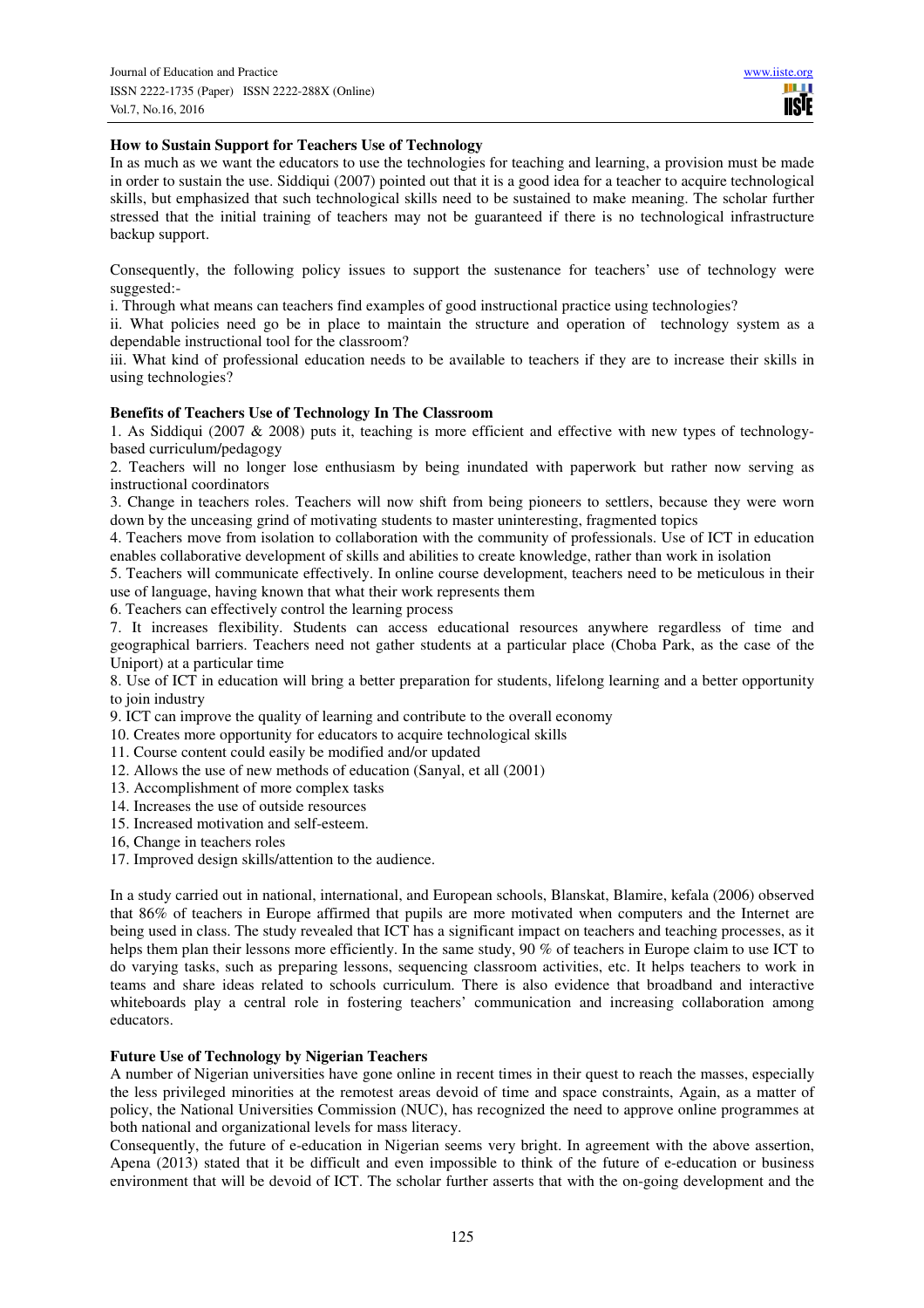**How to Sustain Support for Teachers Use of Technology**

In as much as we want the educators to use the technologies for teaching and learning, a provision must be made in order to sustain the use. Siddiqui (2007) pointed out that it is a good idea for a teacher to acquire technological skills, but emphasized that such technological skills need to be sustained to make meaning. The scholar further stressed that the initial training of teachers may not be guaranteed if there is no technological infrastructure backup support.

Consequently, the following policy issues to support the sustenance for teachers' use of technology were suggested:-

i. Through what means can teachers find examples of good instructional practice using technologies?

ii. What policies need go be in place to maintain the structure and operation of technology system as a dependable instructional tool for the classroom?

iii. What kind of professional education needs to be available to teachers if they are to increase their skills in using technologies?

**Benefits of Teachers Use of Technology In The Classroom**

1. As Siddiqui (2007 & 2008) puts it, teaching is more efficient and effective with new types of technology-based curriculum/pedagogy

2. Teachers will no longer lose enthusiasm by being inundated with paperwork but rather now serving as instructional coordinators

3. Change in teachers roles. Teachers will now shift from being pioneers to settlers, because they were worn down by the unceasing grind of motivating students to master uninteresting, fragmented topics

4. Teachers move from isolation to collaboration with the community of professionals. Use of ICT in education enables collaborative development of skills and abilities to create knowledge, rather than work in isolation

5. Teachers will communicate effectively. In online course development, teachers need to be meticulous in their use of language, having known that what their work represents them

6. Teachers can effectively control the learning process

7. It increases flexibility. Students can access educational resources anywhere regardless of time and geographical barriers. Teachers need not gather students at a particular place (Choba Park, as the case of the Uniport) at a particular time

8. Use of ICT in education will bring a better preparation for students, lifelong learning and a better opportunity to join industry

9. ICT can improve the quality of learning and contribute to the overall economy

10. Creates more opportunity for educators to acquire technological skills

11. Course content could easily be modified and/or updated

12. Allows the use of new methods of education (Sanyal, et all (2001)

13. Accomplishment of more complex tasks

14. Increases the use of outside resources

15. Increased motivation and self-esteem.

16, Change in teachers roles

17. Improved design skills/attention to the audience.

In a study carried out in national, international, and European schools, Blanskat, Blamire, kefala (2006) observed that 86% of teachers in Europe affirmed that pupils are more motivated when computers and the Internet are being used in class. The study revealed that ICT has a significant impact on teachers and teaching processes, as it helps them plan their lessons more efficiently. In the same study, 90 % of teachers in Europe claim to use ICT to do varying tasks, such as preparing lessons, sequencing classroom activities, etc. It helps teachers to work in teams and share ideas related to schools curriculum. There is also evidence that broadband and interactive whiteboards play a central role in fostering teachers' communication and increasing collaboration among educators.

**Future Use of Technology by Nigerian Teachers**

A number of Nigerian universities have gone online in recent times in their quest to reach the masses, especially the less privileged minorities at the remotest areas devoid of time and space constraints, Again, as a matter of policy, the National Universities Commission (NUC), has recognized the need to approve online programmes at both national and organizational levels for mass literacy.

Consequently, the future of e-education in Nigerian seems very bright. In agreement with the above assertion, Apena (2013) stated that it be difficult and even impossible to think of the future of e-education or business environment that will be devoid of ICT. The scholar further asserts that with the on-going development and the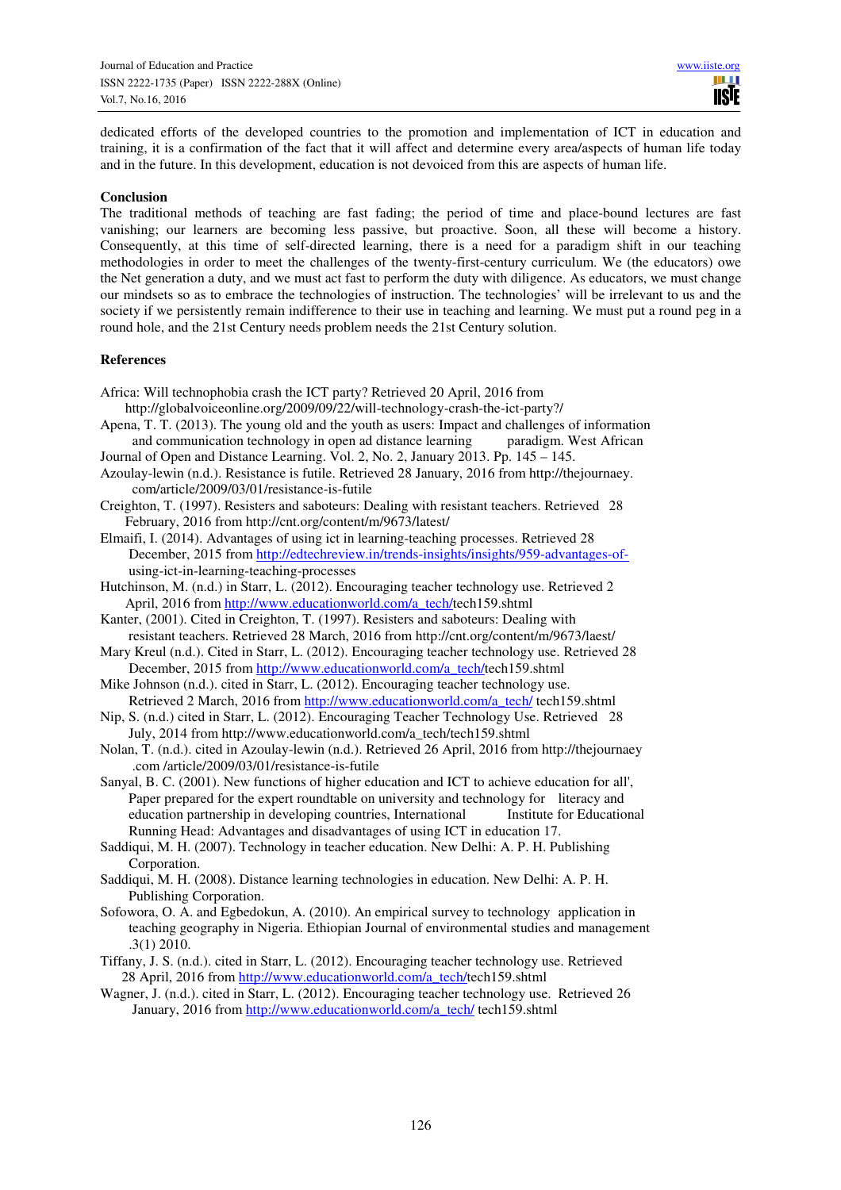dedicated efforts of the developed countries to the promotion and implementation of ICT in education and training, it is a confirmation of the fact that it will affect and determine every area/aspects of human life today and in the future. In this development, education is not devoiced from this are aspects of human life.

## Conclusion

The traditional methods of teaching are fast fading; the period of time and place-bound lectures are fast vanishing; our learners are becoming less passive, but proactive. Soon, all these will become a history. Consequently, at this time of self-directed learning, there is a need for a paradigm shift in our teaching methodologies in order to meet the challenges of the twenty-first-century curriculum. We (the educators) owe the Net generation a duty, and we must act fast to perform the duty with diligence. As educators, we must change our mindsets so as to embrace the technologies of instruction. The technologies' will be irrelevant to us and the society if we persistently remain indifference to their use in teaching and learning. We must put a round peg in a round hole, and the 21st Century needs problem needs the 21st Century solution.

## References

Africa: Will technophobia crash the ICT party? Retrieved 20 April, 2016 from http://globalvoiceonline.org/2009/09/22/will-technology-crash-the-ict-party?/

Apena, T. T. (2013). The young old and the youth as users: Impact and challenges of information and communication technology in open ad distance learning paradigm. West African Journal of Open and Distance Learning. Vol. 2, No. 2, January 2013. Pp. 145 – 145.

Azoulay-lewin (n.d.). Resistance is futile. Retrieved 28 January, 2016 from http://thejournaey.com/article/2009/03/01/resistance-is-futile

Creighton, T. (1997). Resisters and saboteurs: Dealing with resistant teachers. Retrieved 28 February, 2016 from http://cnt.org/content/m/9673/latest/

Elmaifi, I. (2014). Advantages of using ict in learning-teaching processes. Retrieved 28 December, 2015 from http://edtechreview.in/trends-insights/insights/959-advantages-of-using-ict-in-learning-teaching-processes

Hutchinson, M. (n.d.) in Starr, L. (2012). Encouraging teacher technology use. Retrieved 2 April, 2016 from http://www.educationworld.com/a_tech/tech159.shtml

Kanter, (2001). Cited in Creighton, T. (1997). Resisters and saboteurs: Dealing with resistant teachers. Retrieved 28 March, 2016 from http://cnt.org/content/m/9673/laest/

Mary Kreul (n.d.). Cited in Starr, L. (2012). Encouraging teacher technology use. Retrieved 28 December, 2015 from http://www.educationworld.com/a_tech/tech159.shtml

Mike Johnson (n.d.). cited in Starr, L. (2012). Encouraging teacher technology use. Retrieved 2 March, 2016 from http://www.educationworld.com/a_tech/ tech159.shtml

Nip, S. (n.d.) cited in Starr, L. (2012). Encouraging Teacher Technology Use. Retrieved 28 July, 2014 from http://www.educationworld.com/a_tech/tech159.shtml

Nolan, T. (n.d.). cited in Azoulay-lewin (n.d.). Retrieved 26 April, 2016 from http://thejournaey.com /article/2009/03/01/resistance-is-futile

Sanyal, B. C. (2001). New functions of higher education and ICT to achieve education for all', Paper prepared for the expert roundtable on university and technology for literacy and education partnership in developing countries, International Institute for Educational Running Head: Advantages and disadvantages of using ICT in education 17.

Saddiqui, M. H. (2007). Technology in teacher education. New Delhi: A. P. H. Publishing Corporation.

Saddiqui, M. H. (2008). Distance learning technologies in education. New Delhi: A. P. H. Publishing Corporation.

Sofowora, O. A. and Egbedokun, A. (2010). An empirical survey to technology application in teaching geography in Nigeria. Ethiopian Journal of environmental studies and management .3(1) 2010.

Tiffany, J. S. (n.d.). cited in Starr, L. (2012). Encouraging teacher technology use. Retrieved 28 April, 2016 from http://www.educationworld.com/a_tech/tech159.shtml

Wagner, J. (n.d.). cited in Starr, L. (2012). Encouraging teacher technology use. Retrieved 26 January, 2016 from http://www.educationworld.com/a_tech/ tech159.shtml